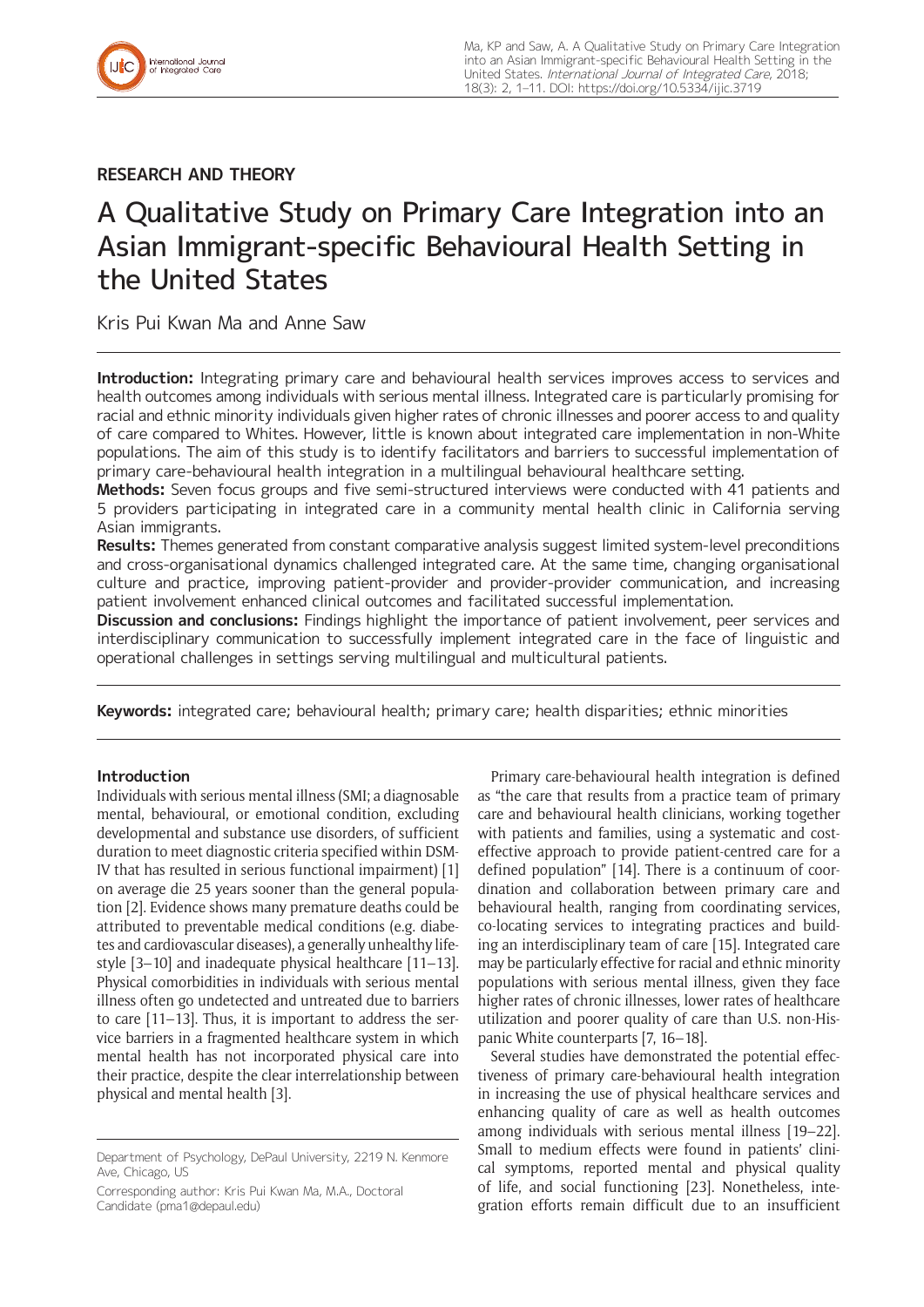**RESEARCH AND THEORY**

# A Qualitative Study on Primary Care Integration into an Asian Immigrant-specific Behavioural Health Setting in the United States

Kris Pui Kwan Ma and Anne Saw

**Introduction:** Integrating primary care and behavioural health services improves access to services and health outcomes among individuals with serious mental illness. Integrated care is particularly promising for racial and ethnic minority individuals given higher rates of chronic illnesses and poorer access to and quality of care compared to Whites. However, little is known about integrated care implementation in non-White populations. The aim of this study is to identify facilitators and barriers to successful implementation of primary care-behavioural health integration in a multilingual behavioural healthcare setting.

**Methods:** Seven focus groups and five semi-structured interviews were conducted with 41 patients and 5 providers participating in integrated care in a community mental health clinic in California serving Asian immigrants.

**Results:** Themes generated from constant comparative analysis suggest limited system-level preconditions and cross-organisational dynamics challenged integrated care. At the same time, changing organisational culture and practice, improving patient-provider and provider-provider communication, and increasing patient involvement enhanced clinical outcomes and facilitated successful implementation.

**Discussion and conclusions:** Findings highlight the importance of patient involvement, peer services and interdisciplinary communication to successfully implement integrated care in the face of linguistic and operational challenges in settings serving multilingual and multicultural patients.

**Keywords:** integrated care; behavioural health; primary care; health disparities; ethnic minorities

## Introduction

Individuals with serious mental illness (SMI; a diagnosable mental, behavioural, or emotional condition, excluding developmental and substance use disorders, of sufficient duration to meet diagnostic criteria specified within DSM-IV that has resulted in serious functional impairment) [1] on average die 25 years sooner than the general population [2]. Evidence shows many premature deaths could be attributed to preventable medical conditions (e.g. diabetes and cardiovascular diseases), a generally unhealthy lifestyle [3–10] and inadequate physical healthcare [11–13]. Physical comorbidities in individuals with serious mental illness often go undetected and untreated due to barriers to care [11–13]. Thus, it is important to address the service barriers in a fragmented healthcare system in which mental health has not incorporated physical care into their practice, despite the clear interrelationship between physical and mental health [3].

Primary care-behavioural health integration is defined as "the care that results from a practice team of primary care and behavioural health clinicians, working together with patients and families, using a systematic and cost-effective approach to provide patient-centred care for a defined population" [14]. There is a continuum of coordination and collaboration between primary care and behavioural health, ranging from coordinating services, co-locating services to integrating practices and building an interdisciplinary team of care [15]. Integrated care may be particularly effective for racial and ethnic minority populations with serious mental illness, given they face higher rates of chronic illnesses, lower rates of healthcare utilization and poorer quality of care than U.S. non-Hispanic White counterparts [7, 16–18].

Several studies have demonstrated the potential effectiveness of primary care-behavioural health integration in increasing the use of physical healthcare services and enhancing quality of care as well as health outcomes among individuals with serious mental illness [19–22]. Small to medium effects were found in patients' clinical symptoms, reported mental and physical quality of life, and social functioning [23]. Nonetheless, integration efforts remain difficult due to an insufficient

Department of Psychology, DePaul University, 2219 N. Kenmore Ave, Chicago, US

Corresponding author: Kris Pui Kwan Ma, M.A., Doctoral Candidate (pma1@depaul.edu)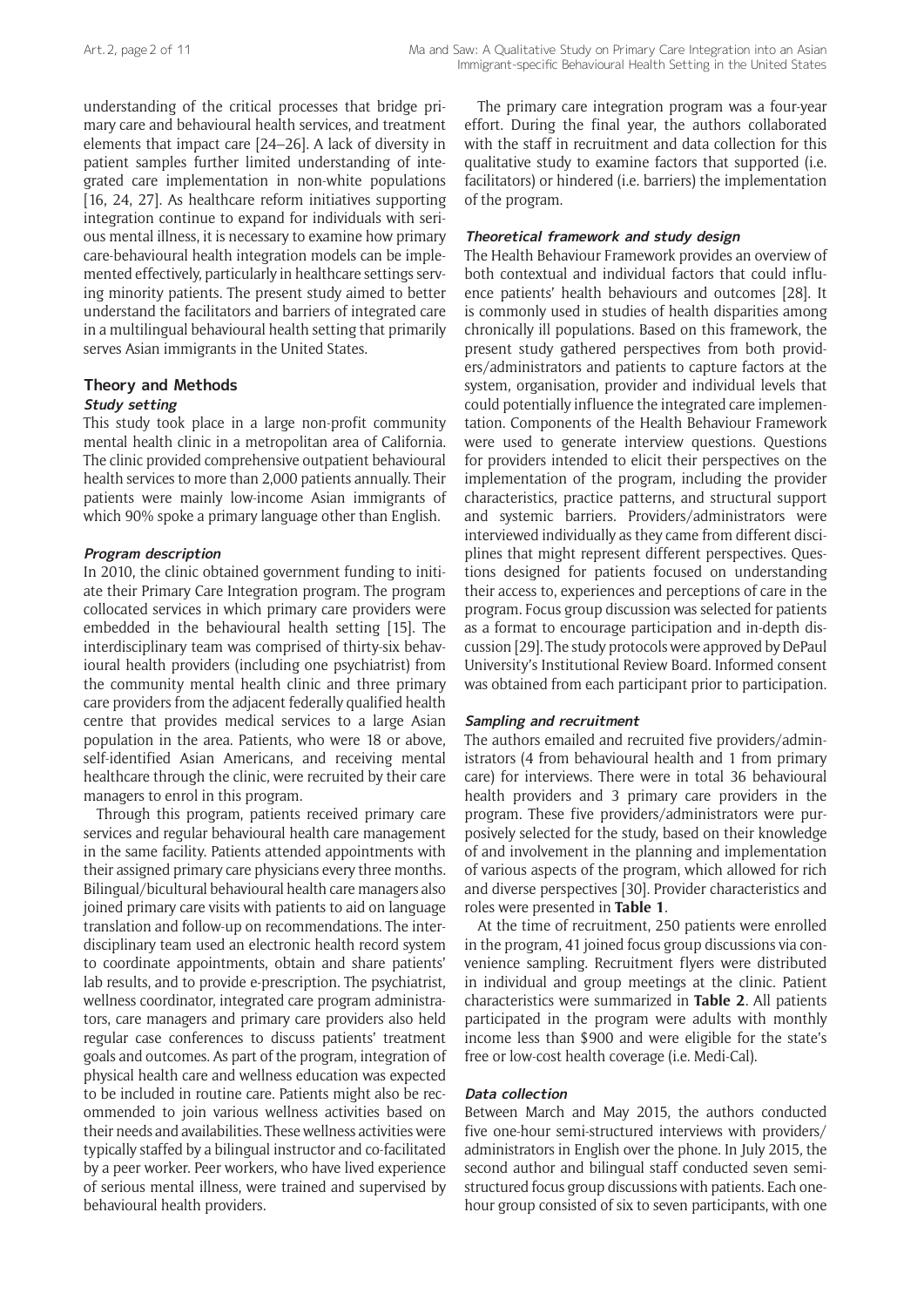understanding of the critical processes that bridge primary care and behavioural health services, and treatment elements that impact care [24–26]. A lack of diversity in patient samples further limited understanding of integrated care implementation in non-white populations [16, 24, 27]. As healthcare reform initiatives supporting integration continue to expand for individuals with serious mental illness, it is necessary to examine how primary care-behavioural health integration models can be implemented effectively, particularly in healthcare settings serving minority patients. The present study aimed to better understand the facilitators and barriers of integrated care in a multilingual behavioural health setting that primarily serves Asian immigrants in the United States.

## Theory and Methods

### Study setting

This study took place in a large non-profit community mental health clinic in a metropolitan area of California. The clinic provided comprehensive outpatient behavioural health services to more than 2,000 patients annually. Their patients were mainly low-income Asian immigrants of which 90% spoke a primary language other than English.

### Program description

In 2010, the clinic obtained government funding to initiate their Primary Care Integration program. The program collocated services in which primary care providers were embedded in the behavioural health setting [15]. The interdisciplinary team was comprised of thirty-six behavioural health providers (including one psychiatrist) from the community mental health clinic and three primary care providers from the adjacent federally qualified health centre that provides medical services to a large Asian population in the area. Patients, who were 18 or above, self-identified Asian Americans, and receiving mental healthcare through the clinic, were recruited by their care managers to enrol in this program.

Through this program, patients received primary care services and regular behavioural health care management in the same facility. Patients attended appointments with their assigned primary care physicians every three months. Bilingual/bicultural behavioural health care managers also joined primary care visits with patients to aid on language translation and follow-up on recommendations. The interdisciplinary team used an electronic health record system to coordinate appointments, obtain and share patients' lab results, and to provide e-prescription. The psychiatrist, wellness coordinator, integrated care program administrators, care managers and primary care providers also held regular case conferences to discuss patients' treatment goals and outcomes. As part of the program, integration of physical health care and wellness education was expected to be included in routine care. Patients might also be recommended to join various wellness activities based on their needs and availabilities. These wellness activities were typically staffed by a bilingual instructor and co-facilitated by a peer worker. Peer workers, who have lived experience of serious mental illness, were trained and supervised by behavioural health providers.

The primary care integration program was a four-year effort. During the final year, the authors collaborated with the staff in recruitment and data collection for this qualitative study to examine factors that supported (i.e. facilitators) or hindered (i.e. barriers) the implementation of the program.

### Theoretical framework and study design

The Health Behaviour Framework provides an overview of both contextual and individual factors that could influence patients' health behaviours and outcomes [28]. It is commonly used in studies of health disparities among chronically ill populations. Based on this framework, the present study gathered perspectives from both providers/administrators and patients to capture factors at the system, organisation, provider and individual levels that could potentially influence the integrated care implementation. Components of the Health Behaviour Framework were used to generate interview questions. Questions for providers intended to elicit their perspectives on the implementation of the program, including the provider characteristics, practice patterns, and structural support and systemic barriers. Providers/administrators were interviewed individually as they came from different disciplines that might represent different perspectives. Questions designed for patients focused on understanding their access to, experiences and perceptions of care in the program. Focus group discussion was selected for patients as a format to encourage participation and in-depth discussion [29]. The study protocols were approved by DePaul University's Institutional Review Board. Informed consent was obtained from each participant prior to participation.

### Sampling and recruitment

The authors emailed and recruited five providers/administrators (4 from behavioural health and 1 from primary care) for interviews. There were in total 36 behavioural health providers and 3 primary care providers in the program. These five providers/administrators were purposively selected for the study, based on their knowledge of and involvement in the planning and implementation of various aspects of the program, which allowed for rich and diverse perspectives [30]. Provider characteristics and roles were presented in **Table 1**.

At the time of recruitment, 250 patients were enrolled in the program, 41 joined focus group discussions via convenience sampling. Recruitment flyers were distributed in individual and group meetings at the clinic. Patient characteristics were summarized in **Table 2**. All patients participated in the program were adults with monthly income less than $900 and were eligible for the state's free or low-cost health coverage (i.e. Medi-Cal).

### Data collection

Between March and May 2015, the authors conducted five one-hour semi-structured interviews with providers/administrators in English over the phone. In July 2015, the second author and bilingual staff conducted seven semi-structured focus group discussions with patients. Each one-hour group consisted of six to seven participants, with one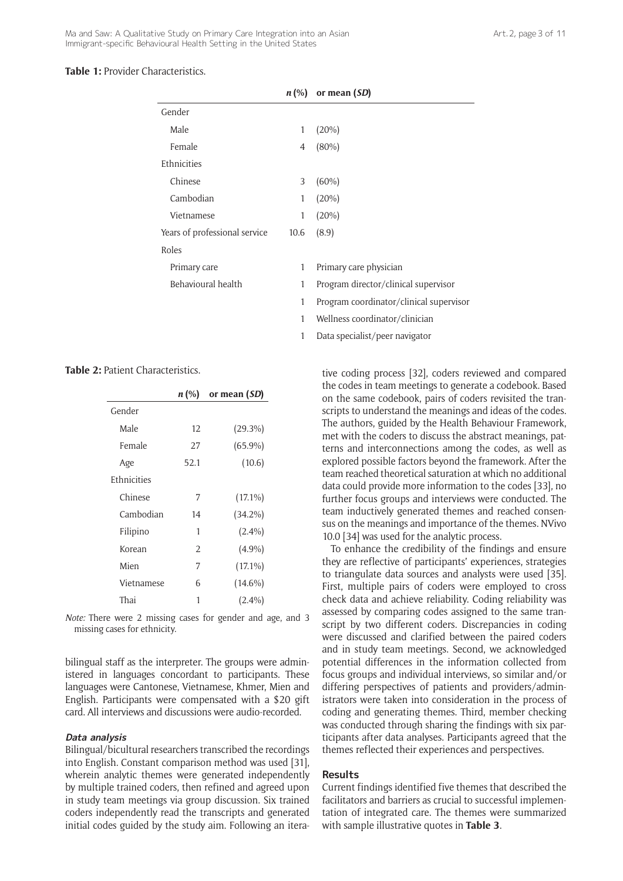**Table 1:** Provider Characteristics.

| | *n* (%) | or mean (*SD*) |
|---|---|---|
| Gender | | |
| Male | 1 | (20%) |
| Female | 4 | (80%) |
| Ethnicities | | |
| Chinese | 3 | (60%) |
| Cambodian | 1 | (20%) |
| Vietnamese | 1 | (20%) |
| Years of professional service | 10.6 | (8.9) |
| Roles | | |
| Primary care | 1 | Primary care physician |
| Behavioural health | 1 | Program director/clinical supervisor |
| | 1 | Program coordinator/clinical supervisor |
| | 1 | Wellness coordinator/clinician |
| | 1 | Data specialist/peer navigator |

**Table 2:** Patient Characteristics.

| | *n* (%) | or mean (*SD*) |
|---|---|---|
| Gender | | |
| Male | 12 | (29.3%) |
| Female | 27 | (65.9%) |
| Age | 52.1 | (10.6) |
| Ethnicities | | |
| Chinese | 7 | (17.1%) |
| Cambodian | 14 | (34.2%) |
| Filipino | 1 | (2.4%) |
| Korean | 2 | (4.9%) |
| Mien | 7 | (17.1%) |
| Vietnamese | 6 | (14.6%) |
| Thai | 1 | (2.4%) |

*Note:* There were 2 missing cases for gender and age, and 3 missing cases for ethnicity.

bilingual staff as the interpreter. The groups were administered in languages concordant to participants. These languages were Cantonese, Vietnamese, Khmer, Mien and English. Participants were compensated with a $20 gift card. All interviews and discussions were audio-recorded.

#### Data analysis

Bilingual/bicultural researchers transcribed the recordings into English. Constant comparison method was used [31], wherein analytic themes were generated independently by multiple trained coders, then refined and agreed upon in study team meetings via group discussion. Six trained coders independently read the transcripts and generated initial codes guided by the study aim. Following an iterative coding process [32], coders reviewed and compared the codes in team meetings to generate a codebook. Based on the same codebook, pairs of coders revisited the transcripts to understand the meanings and ideas of the codes. The authors, guided by the Health Behaviour Framework, met with the coders to discuss the abstract meanings, patterns and interconnections among the codes, as well as explored possible factors beyond the framework. After the team reached theoretical saturation at which no additional data could provide more information to the codes [33], no further focus groups and interviews were conducted. The team inductively generated themes and reached consensus on the meanings and importance of the themes. NVivo 10.0 [34] was used for the analytic process.

To enhance the credibility of the findings and ensure they are reflective of participants' experiences, strategies to triangulate data sources and analysts were used [35]. First, multiple pairs of coders were employed to cross check data and achieve reliability. Coding reliability was assessed by comparing codes assigned to the same transcript by two different coders. Discrepancies in coding were discussed and clarified between the paired coders and in study team meetings. Second, we acknowledged potential differences in the information collected from focus groups and individual interviews, so similar and/or differing perspectives of patients and providers/administrators were taken into consideration in the process of coding and generating themes. Third, member checking was conducted through sharing the findings with six participants after data analyses. Participants agreed that the themes reflected their experiences and perspectives.

### Results

Current findings identified five themes that described the facilitators and barriers as crucial to successful implementation of integrated care. The themes were summarized with sample illustrative quotes in **Table 3**.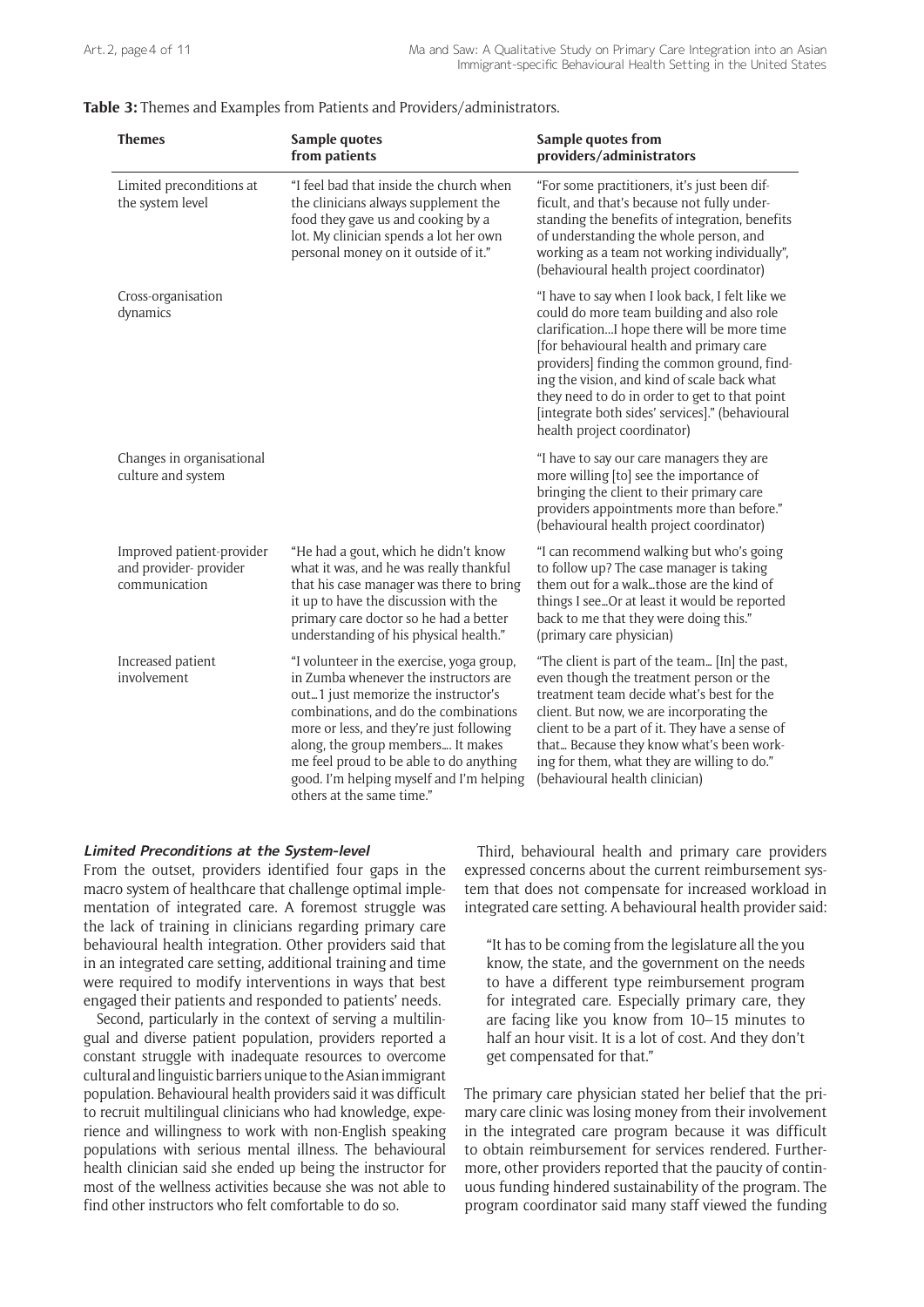**Table 3:** Themes and Examples from Patients and Providers/administrators.

| Themes | Sample quotes from patients | Sample quotes from providers/administrators |
| --- | --- | --- |
| Limited preconditions at the system level | "I feel bad that inside the church when the clinicians always supplement the food they gave us and cooking by a lot. My clinician spends a lot her own personal money on it outside of it." | "For some practitioners, it's just been difficult, and that's because not fully understanding the benefits of integration, benefits of understanding the whole person, and working as a team not working individually", (behavioural health project coordinator) |
| Cross-organisation dynamics | | "I have to say when I look back, I felt like we could do more team building and also role clarification...I hope there will be more time [for behavioural health and primary care providers] finding the common ground, finding the vision, and kind of scale back what they need to do in order to get to that point [integrate both sides' services]." (behavioural health project coordinator) |
| Changes in organisational culture and system | | "I have to say our care managers they are more willing [to] see the importance of bringing the client to their primary care providers appointments more than before." (behavioural health project coordinator) |
| Improved patient-provider and provider- provider communication | "He had a gout, which he didn't know what it was, and he was really thankful that his case manager was there to bring it up to have the discussion with the primary care doctor so he had a better understanding of his physical health." | "I can recommend walking but who's going to follow up? The case manager is taking them out for a walk…those are the kind of things I see…Or at least it would be reported back to me that they were doing this." (primary care physician) |
| Increased patient involvement | "I volunteer in the exercise, yoga group, in Zumba whenever the instructors are out… I just memorize the instructor's combinations, and do the combinations more or less, and they're just following along, the group members…. It makes me feel proud to be able to do anything good. I'm helping myself and I'm helping others at the same time." | "The client is part of the team… [In] the past, even though the treatment person or the treatment team decide what's best for the client. But now, we are incorporating the client to be a part of it. They have a sense of that… Because they know what's been working for them, what they are willing to do." (behavioural health clinician) |

### *Limited Preconditions at the System-level*

From the outset, providers identified four gaps in the macro system of healthcare that challenge optimal implementation of integrated care. A foremost struggle was the lack of training in clinicians regarding primary care behavioural health integration. Other providers said that in an integrated care setting, additional training and time were required to modify interventions in ways that best engaged their patients and responded to patients' needs.

Second, particularly in the context of serving a multilingual and diverse patient population, providers reported a constant struggle with inadequate resources to overcome cultural and linguistic barriers unique to the Asian immigrant population. Behavioural health providers said it was difficult to recruit multilingual clinicians who had knowledge, experience and willingness to work with non-English speaking populations with serious mental illness. The behavioural health clinician said she ended up being the instructor for most of the wellness activities because she was not able to find other instructors who felt comfortable to do so.

Third, behavioural health and primary care providers expressed concerns about the current reimbursement system that does not compensate for increased workload in integrated care setting. A behavioural health provider said:

> "It has to be coming from the legislature all the you know, the state, and the government on the needs to have a different type reimbursement program for integrated care. Especially primary care, they are facing like you know from 10–15 minutes to half an hour visit. It is a lot of cost. And they don't get compensated for that."

The primary care physician stated her belief that the primary care clinic was losing money from their involvement in the integrated care program because it was difficult to obtain reimbursement for services rendered. Furthermore, other providers reported that the paucity of continuous funding hindered sustainability of the program. The program coordinator said many staff viewed the funding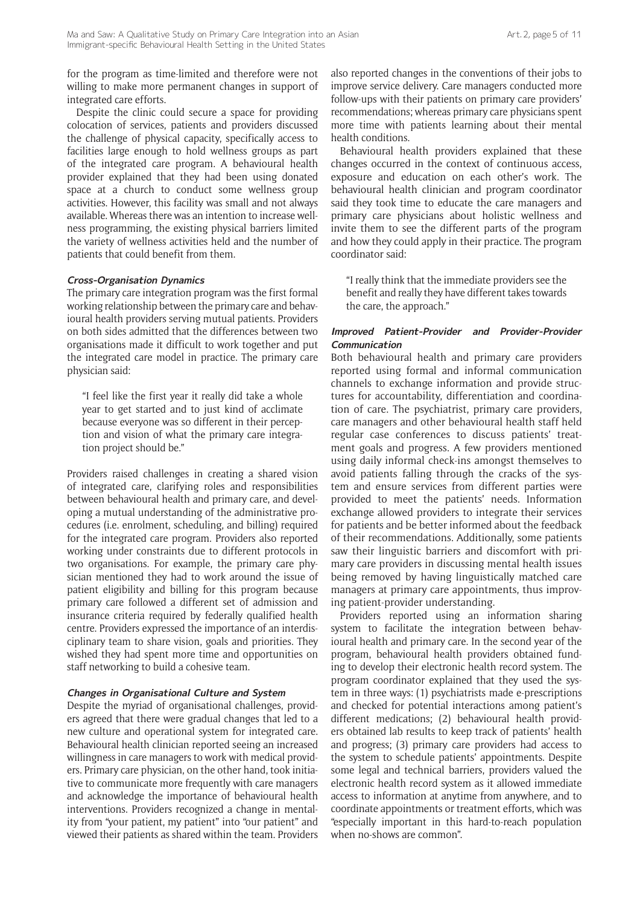for the program as time-limited and therefore were not willing to make more permanent changes in support of integrated care efforts.

Despite the clinic could secure a space for providing colocation of services, patients and providers discussed the challenge of physical capacity, specifically access to facilities large enough to hold wellness groups as part of the integrated care program. A behavioural health provider explained that they had been using donated space at a church to conduct some wellness group activities. However, this facility was small and not always available. Whereas there was an intention to increase wellness programming, the existing physical barriers limited the variety of wellness activities held and the number of patients that could benefit from them.

#### *Cross-Organisation Dynamics*

The primary care integration program was the first formal working relationship between the primary care and behavioural health providers serving mutual patients. Providers on both sides admitted that the differences between two organisations made it difficult to work together and put the integrated care model in practice. The primary care physician said:

> "I feel like the first year it really did take a whole year to get started and to just kind of acclimate because everyone was so different in their perception and vision of what the primary care integration project should be."

Providers raised challenges in creating a shared vision of integrated care, clarifying roles and responsibilities between behavioural health and primary care, and developing a mutual understanding of the administrative procedures (i.e. enrolment, scheduling, and billing) required for the integrated care program. Providers also reported working under constraints due to different protocols in two organisations. For example, the primary care physician mentioned they had to work around the issue of patient eligibility and billing for this program because primary care followed a different set of admission and insurance criteria required by federally qualified health centre. Providers expressed the importance of an interdisciplinary team to share vision, goals and priorities. They wished they had spent more time and opportunities on staff networking to build a cohesive team.

#### *Changes in Organisational Culture and System*

Despite the myriad of organisational challenges, providers agreed that there were gradual changes that led to a new culture and operational system for integrated care. Behavioural health clinician reported seeing an increased willingness in care managers to work with medical providers. Primary care physician, on the other hand, took initiative to communicate more frequently with care managers and acknowledge the importance of behavioural health interventions. Providers recognized a change in mentality from "your patient, my patient" into "our patient" and viewed their patients as shared within the team. Providers also reported changes in the conventions of their jobs to improve service delivery. Care managers conducted more follow-ups with their patients on primary care providers' recommendations; whereas primary care physicians spent more time with patients learning about their mental health conditions.

Behavioural health providers explained that these changes occurred in the context of continuous access, exposure and education on each other's work. The behavioural health clinician and program coordinator said they took time to educate the care managers and primary care physicians about holistic wellness and invite them to see the different parts of the program and how they could apply in their practice. The program coordinator said:

> "I really think that the immediate providers see the benefit and really they have different takes towards the care, the approach."

#### *Improved Patient-Provider and Provider-Provider Communication*

Both behavioural health and primary care providers reported using formal and informal communication channels to exchange information and provide structures for accountability, differentiation and coordination of care. The psychiatrist, primary care providers, care managers and other behavioural health staff held regular case conferences to discuss patients' treatment goals and progress. A few providers mentioned using daily informal check-ins amongst themselves to avoid patients falling through the cracks of the system and ensure services from different parties were provided to meet the patients' needs. Information exchange allowed providers to integrate their services for patients and be better informed about the feedback of their recommendations. Additionally, some patients saw their linguistic barriers and discomfort with primary care providers in discussing mental health issues being removed by having linguistically matched care managers at primary care appointments, thus improving patient-provider understanding.

Providers reported using an information sharing system to facilitate the integration between behavioural health and primary care. In the second year of the program, behavioural health providers obtained funding to develop their electronic health record system. The program coordinator explained that they used the system in three ways: (1) psychiatrists made e-prescriptions and checked for potential interactions among patient's different medications; (2) behavioural health providers obtained lab results to keep track of patients' health and progress; (3) primary care providers had access to the system to schedule patients' appointments. Despite some legal and technical barriers, providers valued the electronic health record system as it allowed immediate access to information at anytime from anywhere, and to coordinate appointments or treatment efforts, which was "especially important in this hard-to-reach population when no-shows are common".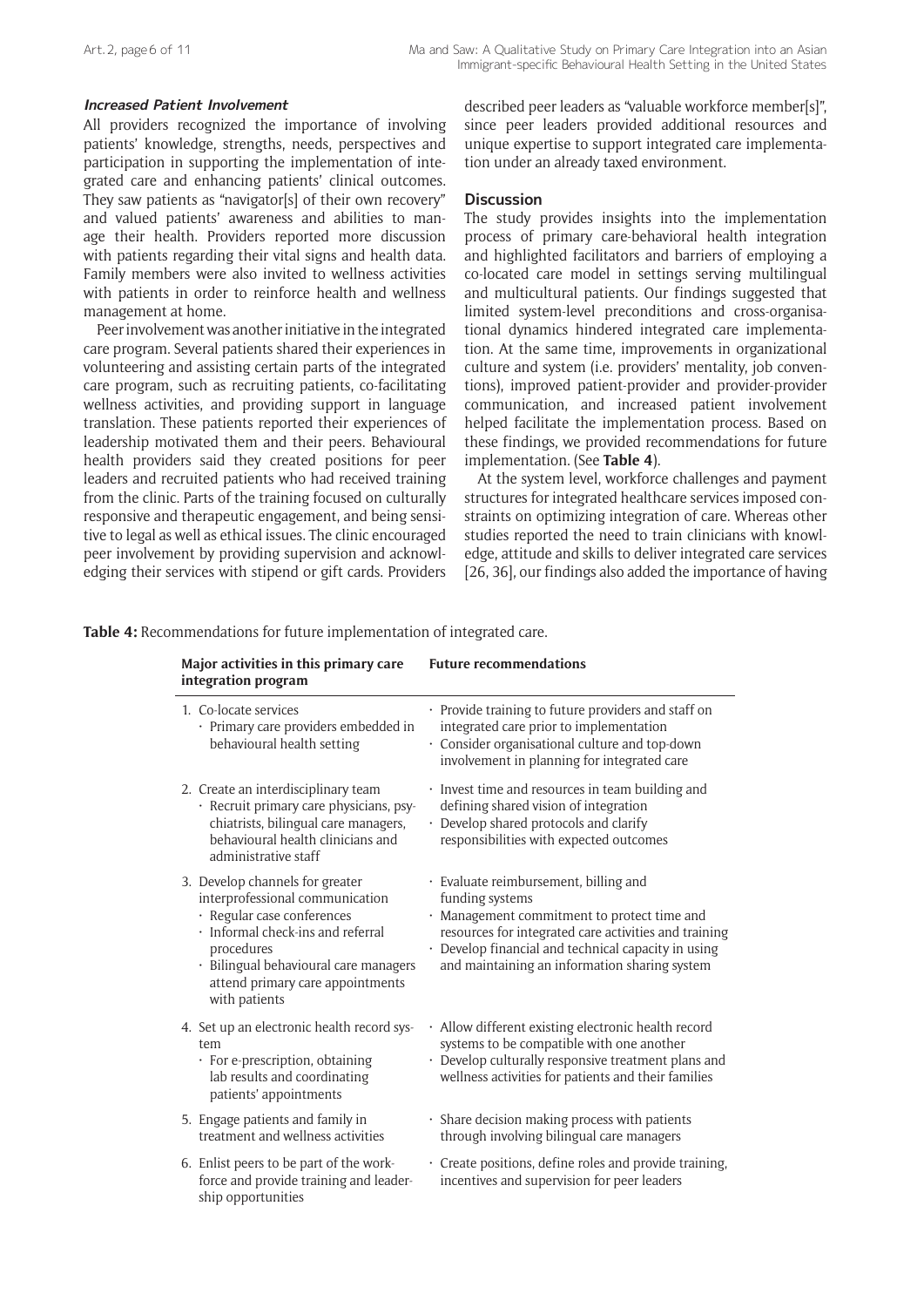#### *Increased Patient Involvement*

All providers recognized the importance of involving patients' knowledge, strengths, needs, perspectives and participation in supporting the implementation of integrated care and enhancing patients' clinical outcomes. They saw patients as "navigator[s] of their own recovery" and valued patients' awareness and abilities to manage their health. Providers reported more discussion with patients regarding their vital signs and health data. Family members were also invited to wellness activities with patients in order to reinforce health and wellness management at home.

Peer involvement was another initiative in the integrated care program. Several patients shared their experiences in volunteering and assisting certain parts of the integrated care program, such as recruiting patients, co-facilitating wellness activities, and providing support in language translation. These patients reported their experiences of leadership motivated them and their peers. Behavioural health providers said they created positions for peer leaders and recruited patients who had received training from the clinic. Parts of the training focused on culturally responsive and therapeutic engagement, and being sensitive to legal as well as ethical issues. The clinic encouraged peer involvement by providing supervision and acknowledging their services with stipend or gift cards. Providers described peer leaders as "valuable workforce member[s]", since peer leaders provided additional resources and unique expertise to support integrated care implementation under an already taxed environment.

## Discussion

The study provides insights into the implementation process of primary care-behavioral health integration and highlighted facilitators and barriers of employing a co-located care model in settings serving multilingual and multicultural patients. Our findings suggested that limited system-level preconditions and cross-organisational dynamics hindered integrated care implementation. At the same time, improvements in organizational culture and system (i.e. providers' mentality, job conventions), improved patient-provider and provider-provider communication, and increased patient involvement helped facilitate the implementation process. Based on these findings, we provided recommendations for future implementation. (See **Table 4**).

At the system level, workforce challenges and payment structures for integrated healthcare services imposed constraints on optimizing integration of care. Whereas other studies reported the need to train clinicians with knowledge, attitude and skills to deliver integrated care services [26, 36], our findings also added the importance of having

**Table 4:** Recommendations for future implementation of integrated care.

| Major activities in this primary care integration program | Future recommendations |
|---|---|
| 1. Co-locate services<br>· Primary care providers embedded in behavioural health setting | · Provide training to future providers and staff on integrated care prior to implementation<br>· Consider organisational culture and top-down involvement in planning for integrated care |
| 2. Create an interdisciplinary team<br>· Recruit primary care physicians, psychiatrists, bilingual care managers, behavioural health clinicians and administrative staff | · Invest time and resources in team building and defining shared vision of integration<br>· Develop shared protocols and clarify responsibilities with expected outcomes |
| 3. Develop channels for greater interprofessional communication<br>· Regular case conferences<br>· Informal check-ins and referral procedures<br>· Bilingual behavioural care managers attend primary care appointments with patients | · Evaluate reimbursement, billing and funding systems<br>· Management commitment to protect time and resources for integrated care activities and training<br>· Develop financial and technical capacity in using and maintaining an information sharing system |
| 4. Set up an electronic health record system<br>· For e-prescription, obtaining lab results and coordinating patients' appointments | · Allow different existing electronic health record systems to be compatible with one another<br>· Develop culturally responsive treatment plans and wellness activities for patients and their families |
| 5. Engage patients and family in treatment and wellness activities | · Share decision making process with patients through involving bilingual care managers |
| 6. Enlist peers to be part of the workforce and provide training and leadership opportunities | · Create positions, define roles and provide training, incentives and supervision for peer leaders |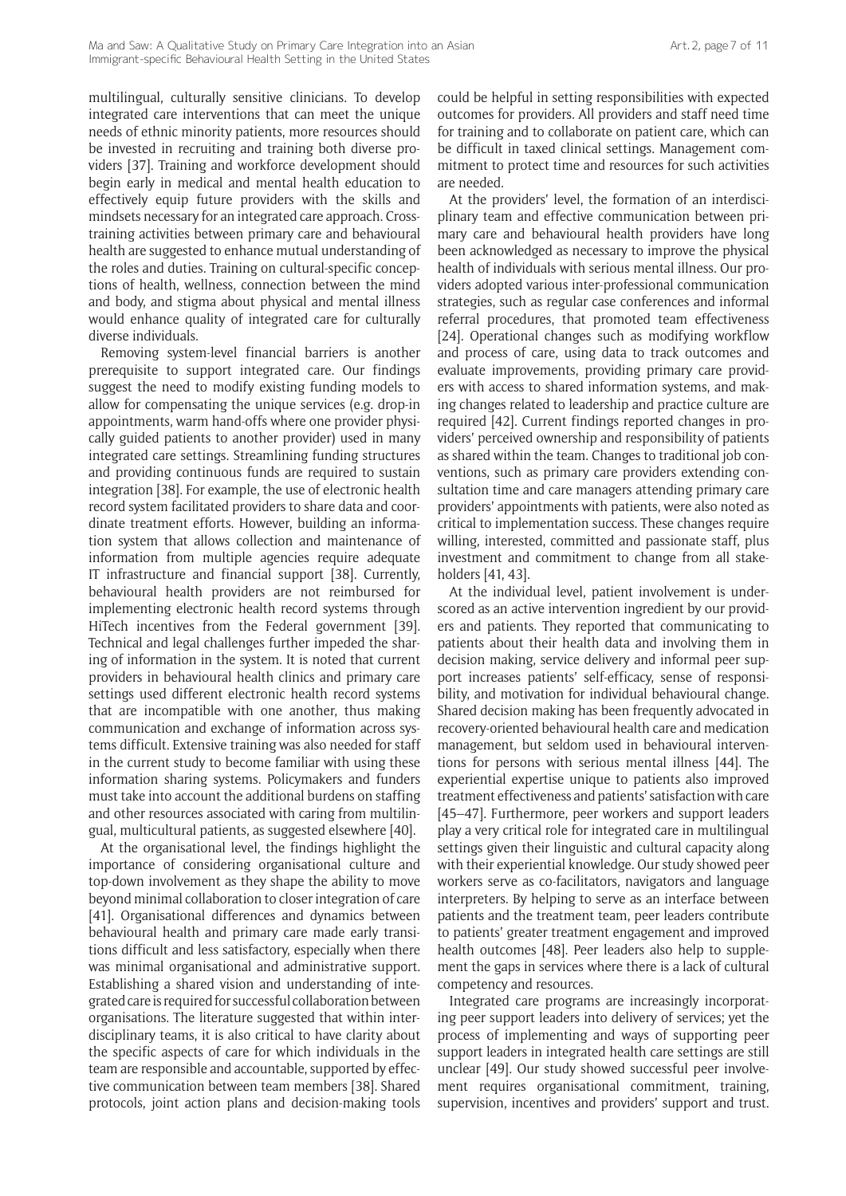multilingual, culturally sensitive clinicians. To develop integrated care interventions that can meet the unique needs of ethnic minority patients, more resources should be invested in recruiting and training both diverse providers [37]. Training and workforce development should begin early in medical and mental health education to effectively equip future providers with the skills and mindsets necessary for an integrated care approach. Cross-training activities between primary care and behavioural health are suggested to enhance mutual understanding of the roles and duties. Training on cultural-specific conceptions of health, wellness, connection between the mind and body, and stigma about physical and mental illness would enhance quality of integrated care for culturally diverse individuals.

Removing system-level financial barriers is another prerequisite to support integrated care. Our findings suggest the need to modify existing funding models to allow for compensating the unique services (e.g. drop-in appointments, warm hand-offs where one provider physically guided patients to another provider) used in many integrated care settings. Streamlining funding structures and providing continuous funds are required to sustain integration [38]. For example, the use of electronic health record system facilitated providers to share data and coordinate treatment efforts. However, building an information system that allows collection and maintenance of information from multiple agencies require adequate IT infrastructure and financial support [38]. Currently, behavioural health providers are not reimbursed for implementing electronic health record systems through HiTech incentives from the Federal government [39]. Technical and legal challenges further impeded the sharing of information in the system. It is noted that current providers in behavioural health clinics and primary care settings used different electronic health record systems that are incompatible with one another, thus making communication and exchange of information across systems difficult. Extensive training was also needed for staff in the current study to become familiar with using these information sharing systems. Policymakers and funders must take into account the additional burdens on staffing and other resources associated with caring from multilingual, multicultural patients, as suggested elsewhere [40].

At the organisational level, the findings highlight the importance of considering organisational culture and top-down involvement as they shape the ability to move beyond minimal collaboration to closer integration of care [41]. Organisational differences and dynamics between behavioural health and primary care made early transitions difficult and less satisfactory, especially when there was minimal organisational and administrative support. Establishing a shared vision and understanding of integrated care is required for successful collaboration between organisations. The literature suggested that within interdisciplinary teams, it is also critical to have clarity about the specific aspects of care for which individuals in the team are responsible and accountable, supported by effective communication between team members [38]. Shared protocols, joint action plans and decision-making tools could be helpful in setting responsibilities with expected outcomes for providers. All providers and staff need time for training and to collaborate on patient care, which can be difficult in taxed clinical settings. Management commitment to protect time and resources for such activities are needed.

At the providers' level, the formation of an interdisciplinary team and effective communication between primary care and behavioural health providers have long been acknowledged as necessary to improve the physical health of individuals with serious mental illness. Our providers adopted various inter-professional communication strategies, such as regular case conferences and informal referral procedures, that promoted team effectiveness [24]. Operational changes such as modifying workflow and process of care, using data to track outcomes and evaluate improvements, providing primary care providers with access to shared information systems, and making changes related to leadership and practice culture are required [42]. Current findings reported changes in providers' perceived ownership and responsibility of patients as shared within the team. Changes to traditional job conventions, such as primary care providers extending consultation time and care managers attending primary care providers' appointments with patients, were also noted as critical to implementation success. These changes require willing, interested, committed and passionate staff, plus investment and commitment to change from all stakeholders [41, 43].

At the individual level, patient involvement is underscored as an active intervention ingredient by our providers and patients. They reported that communicating to patients about their health data and involving them in decision making, service delivery and informal peer support increases patients' self-efficacy, sense of responsibility, and motivation for individual behavioural change. Shared decision making has been frequently advocated in recovery-oriented behavioural health care and medication management, but seldom used in behavioural interventions for persons with serious mental illness [44]. The experiential expertise unique to patients also improved treatment effectiveness and patients' satisfaction with care [45–47]. Furthermore, peer workers and support leaders play a very critical role for integrated care in multilingual settings given their linguistic and cultural capacity along with their experiential knowledge. Our study showed peer workers serve as co-facilitators, navigators and language interpreters. By helping to serve as an interface between patients and the treatment team, peer leaders contribute to patients' greater treatment engagement and improved health outcomes [48]. Peer leaders also help to supplement the gaps in services where there is a lack of cultural competency and resources.

Integrated care programs are increasingly incorporating peer support leaders into delivery of services; yet the process of implementing and ways of supporting peer support leaders in integrated health care settings are still unclear [49]. Our study showed successful peer involvement requires organisational commitment, training, supervision, incentives and providers' support and trust.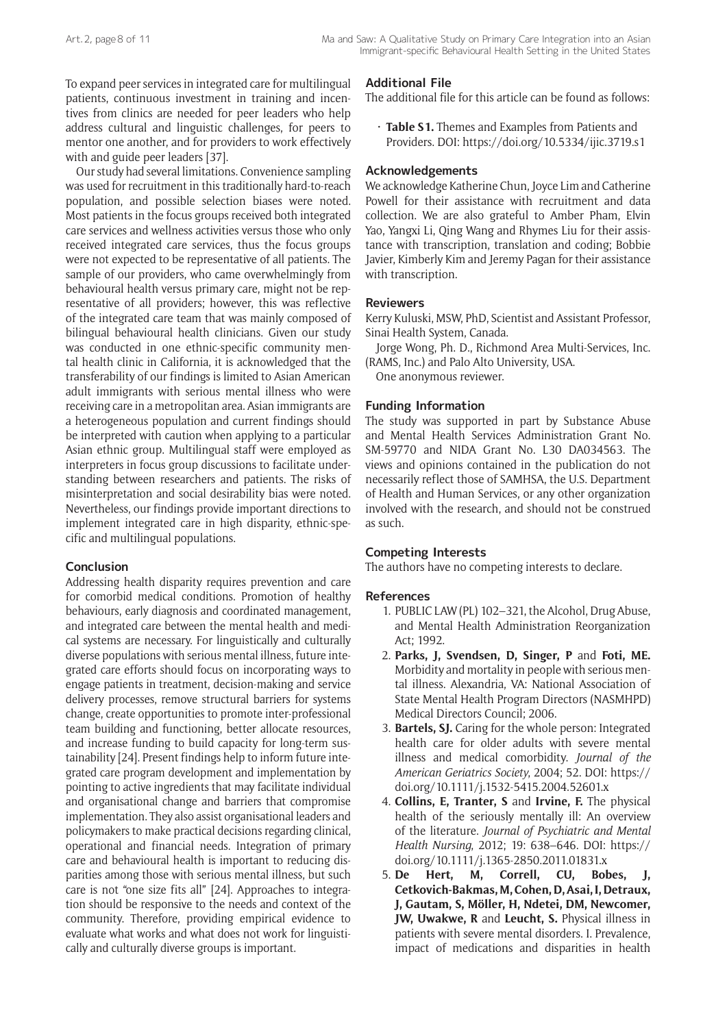To expand peer services in integrated care for multilingual patients, continuous investment in training and incentives from clinics are needed for peer leaders who help address cultural and linguistic challenges, for peers to mentor one another, and for providers to work effectively with and guide peer leaders [37].

Our study had several limitations. Convenience sampling was used for recruitment in this traditionally hard-to-reach population, and possible selection biases were noted. Most patients in the focus groups received both integrated care services and wellness activities versus those who only received integrated care services, thus the focus groups were not expected to be representative of all patients. The sample of our providers, who came overwhelmingly from behavioural health versus primary care, might not be representative of all providers; however, this was reflective of the integrated care team that was mainly composed of bilingual behavioural health clinicians. Given our study was conducted in one ethnic-specific community mental health clinic in California, it is acknowledged that the transferability of our findings is limited to Asian American adult immigrants with serious mental illness who were receiving care in a metropolitan area. Asian immigrants are a heterogeneous population and current findings should be interpreted with caution when applying to a particular Asian ethnic group. Multilingual staff were employed as interpreters in focus group discussions to facilitate understanding between researchers and patients. The risks of misinterpretation and social desirability bias were noted. Nevertheless, our findings provide important directions to implement integrated care in high disparity, ethnic-specific and multilingual populations.

## Conclusion

Addressing health disparity requires prevention and care for comorbid medical conditions. Promotion of healthy behaviours, early diagnosis and coordinated management, and integrated care between the mental health and medical systems are necessary. For linguistically and culturally diverse populations with serious mental illness, future integrated care efforts should focus on incorporating ways to engage patients in treatment, decision-making and service delivery processes, remove structural barriers for systems change, create opportunities to promote inter-professional team building and functioning, better allocate resources, and increase funding to build capacity for long-term sustainability [24]. Present findings help to inform future integrated care program development and implementation by pointing to active ingredients that may facilitate individual and organisational change and barriers that compromise implementation. They also assist organisational leaders and policymakers to make practical decisions regarding clinical, operational and financial needs. Integration of primary care and behavioural health is important to reducing disparities among those with serious mental illness, but such care is not "one size fits all" [24]. Approaches to integration should be responsive to the needs and context of the community. Therefore, providing empirical evidence to evaluate what works and what does not work for linguistically and culturally diverse groups is important.

## Additional File

The additional file for this article can be found as follows:

- **Table S1.** Themes and Examples from Patients and Providers. DOI: https://doi.org/10.5334/ijic.3719.s1

## Acknowledgements

We acknowledge Katherine Chun, Joyce Lim and Catherine Powell for their assistance with recruitment and data collection. We are also grateful to Amber Pham, Elvin Yao, Yangxi Li, Qing Wang and Rhymes Liu for their assistance with transcription, translation and coding; Bobbie Javier, Kimberly Kim and Jeremy Pagan for their assistance with transcription.

## Reviewers

Kerry Kuluski, MSW, PhD, Scientist and Assistant Professor, Sinai Health System, Canada.

Jorge Wong, Ph. D., Richmond Area Multi-Services, Inc. (RAMS, Inc.) and Palo Alto University, USA.

One anonymous reviewer.

## Funding Information

The study was supported in part by Substance Abuse and Mental Health Services Administration Grant No. SM-59770 and NIDA Grant No. L30 DA034563. The views and opinions contained in the publication do not necessarily reflect those of SAMHSA, the U.S. Department of Health and Human Services, or any other organization involved with the research, and should not be construed as such.

## Competing Interests

The authors have no competing interests to declare.

## References

1. PUBLIC LAW (PL) 102–321, the Alcohol, Drug Abuse, and Mental Health Administration Reorganization Act; 1992.
2. **Parks, J, Svendsen, D, Singer, P** and **Foti, ME.** Morbidity and mortality in people with serious mental illness. Alexandria, VA: National Association of State Mental Health Program Directors (NASMHPD) Medical Directors Council; 2006.
3. **Bartels, SJ.** Caring for the whole person: Integrated health care for older adults with severe mental illness and medical comorbidity. *Journal of the American Geriatrics Society*, 2004; 52. DOI: https://doi.org/10.1111/j.1532-5415.2004.52601.x
4. **Collins, E, Tranter, S** and **Irvine, F.** The physical health of the seriously mentally ill: An overview of the literature. *Journal of Psychiatric and Mental Health Nursing*, 2012; 19: 638–646. DOI: https://doi.org/10.1111/j.1365-2850.2011.01831.x
5. **De Hert, M, Correll, CU, Bobes, J, Cetkovich-Bakmas, M, Cohen, D, Asai, I, Detraux, J, Gautam, S, Möller, H, Ndetei, DM, Newcomer, JW, Uwakwe, R** and **Leucht, S.** Physical illness in patients with severe mental disorders. I. Prevalence, impact of medications and disparities in health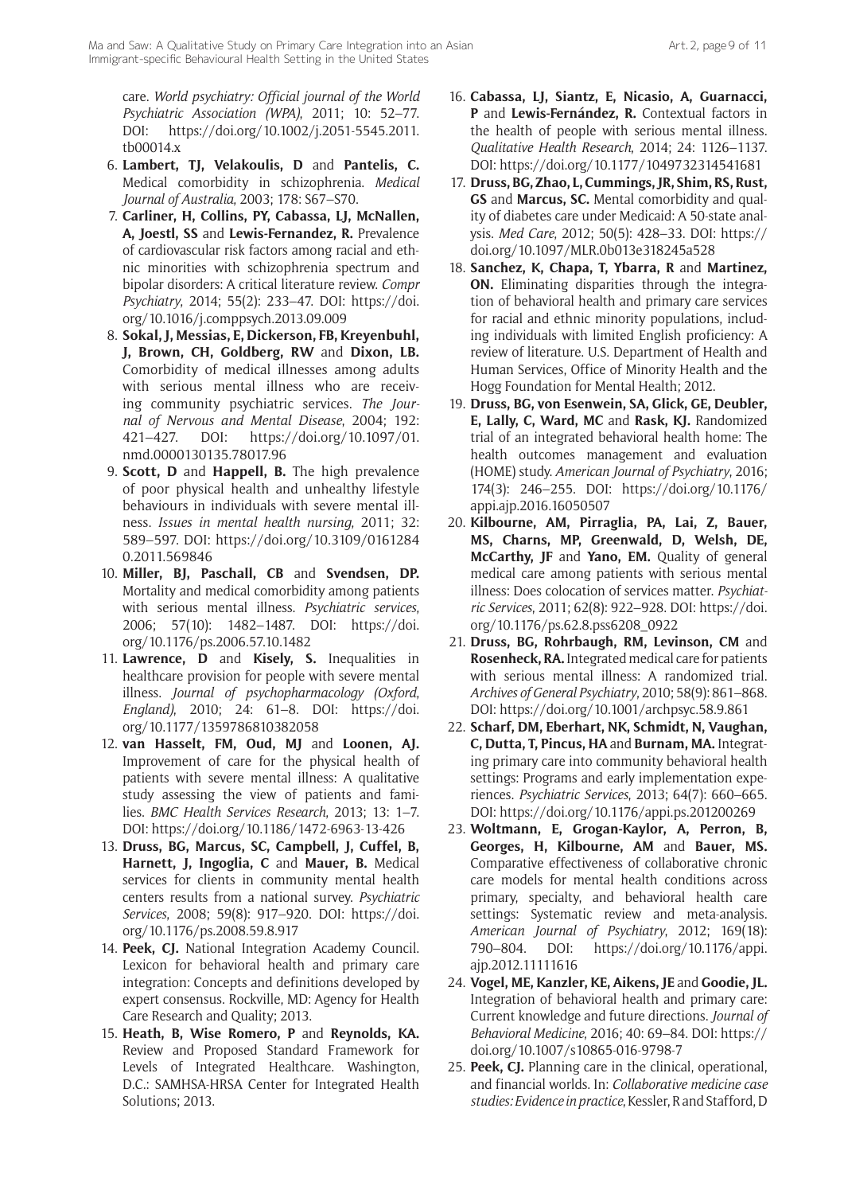care. *World psychiatry: Official journal of the World Psychiatric Association (WPA)*, 2011; 10: 52–77. DOI: https://doi.org/10.1002/j.2051-5545.2011.tb00014.x

6. **Lambert, TJ, Velakoulis, D** and **Pantelis, C.** Medical comorbidity in schizophrenia. *Medical Journal of Australia*, 2003; 178: S67–S70.
7. **Carliner, H, Collins, PY, Cabassa, LJ, McNallen, A, Joestl, SS** and **Lewis-Fernandez, R.** Prevalence of cardiovascular risk factors among racial and ethnic minorities with schizophrenia spectrum and bipolar disorders: A critical literature review. *Compr Psychiatry*, 2014; 55(2): 233–47. DOI: https://doi.org/10.1016/j.comppsych.2013.09.009
8. **Sokal, J, Messias, E, Dickerson, FB, Kreyenbuhl, J, Brown, CH, Goldberg, RW** and **Dixon, LB.** Comorbidity of medical illnesses among adults with serious mental illness who are receiving community psychiatric services. *The Journal of Nervous and Mental Disease*, 2004; 192: 421–427. DOI: https://doi.org/10.1097/01.nmd.0000130135.78017.96
9. **Scott, D** and **Happell, B.** The high prevalence of poor physical health and unhealthy lifestyle behaviours in individuals with severe mental illness. *Issues in mental health nursing*, 2011; 32: 589–597. DOI: https://doi.org/10.3109/01612840.2011.569846
10. **Miller, BJ, Paschall, CB** and **Svendsen, DP.** Mortality and medical comorbidity among patients with serious mental illness. *Psychiatric services*, 2006; 57(10): 1482–1487. DOI: https://doi.org/10.1176/ps.2006.57.10.1482
11. **Lawrence, D** and **Kisely, S.** Inequalities in healthcare provision for people with severe mental illness. *Journal of psychopharmacology (Oxford, England)*, 2010; 24: 61–8. DOI: https://doi.org/10.1177/1359786810382058
12. **van Hasselt, FM, Oud, MJ** and **Loonen, AJ.** Improvement of care for the physical health of patients with severe mental illness: A qualitative study assessing the view of patients and families. *BMC Health Services Research*, 2013; 13: 1–7. DOI: https://doi.org/10.1186/1472-6963-13-426
13. **Druss, BG, Marcus, SC, Campbell, J, Cuffel, B, Harnett, J, Ingoglia, C** and **Mauer, B.** Medical services for clients in community mental health centers results from a national survey. *Psychiatric Services*, 2008; 59(8): 917–920. DOI: https://doi.org/10.1176/ps.2008.59.8.917
14. **Peek, CJ.** National Integration Academy Council. Lexicon for behavioral health and primary care integration: Concepts and definitions developed by expert consensus. Rockville, MD: Agency for Health Care Research and Quality; 2013.
15. **Heath, B, Wise Romero, P** and **Reynolds, KA.** Review and Proposed Standard Framework for Levels of Integrated Healthcare. Washington, D.C.: SAMHSA-HRSA Center for Integrated Health Solutions; 2013.
16. **Cabassa, LJ, Siantz, E, Nicasio, A, Guarnacci, P** and **Lewis-Fernández, R.** Contextual factors in the health of people with serious mental illness. *Qualitative Health Research*, 2014; 24: 1126–1137. DOI: https://doi.org/10.1177/1049732314541681
17. **Druss, BG, Zhao, L, Cummings, JR, Shim, RS, Rust, GS** and **Marcus, SC.** Mental comorbidity and quality of diabetes care under Medicaid: A 50-state analysis. *Med Care*, 2012; 50(5): 428–33. DOI: https://doi.org/10.1097/MLR.0b013e318245a528
18. **Sanchez, K, Chapa, T, Ybarra, R** and **Martinez, ON.** Eliminating disparities through the integration of behavioral health and primary care services for racial and ethnic minority populations, including individuals with limited English proficiency: A review of literature. U.S. Department of Health and Human Services, Office of Minority Health and the Hogg Foundation for Mental Health; 2012.
19. **Druss, BG, von Esenwein, SA, Glick, GE, Deubler, E, Lally, C, Ward, MC** and **Rask, KJ.** Randomized trial of an integrated behavioral health home: The health outcomes management and evaluation (HOME) study. *American Journal of Psychiatry*, 2016; 174(3): 246–255. DOI: https://doi.org/10.1176/appi.ajp.2016.16050507
20. **Kilbourne, AM, Pirraglia, PA, Lai, Z, Bauer, MS, Charns, MP, Greenwald, D, Welsh, DE, McCarthy, JF** and **Yano, EM.** Quality of general medical care among patients with serious mental illness: Does colocation of services matter. *Psychiatric Services*, 2011; 62(8): 922–928. DOI: https://doi.org/10.1176/ps.62.8.pss6208_0922
21. **Druss, BG, Rohrbaugh, RM, Levinson, CM** and **Rosenheck, RA.** Integrated medical care for patients with serious mental illness: A randomized trial. *Archives of General Psychiatry*, 2010; 58(9): 861–868. DOI: https://doi.org/10.1001/archpsyc.58.9.861
22. **Scharf, DM, Eberhart, NK, Schmidt, N, Vaughan, C, Dutta, T, Pincus, HA** and **Burnam, MA.** Integrating primary care into community behavioral health settings: Programs and early implementation experiences. *Psychiatric Services*, 2013; 64(7): 660–665. DOI: https://doi.org/10.1176/appi.ps.201200269
23. **Woltmann, E, Grogan-Kaylor, A, Perron, B, Georges, H, Kilbourne, AM** and **Bauer, MS.** Comparative effectiveness of collaborative chronic care models for mental health conditions across primary, specialty, and behavioral health care settings: Systematic review and meta-analysis. *American Journal of Psychiatry*, 2012; 169(18): 790–804. DOI: https://doi.org/10.1176/appi.ajp.2012.11111616
24. **Vogel, ME, Kanzler, KE, Aikens, JE** and **Goodie, JL.** Integration of behavioral health and primary care: Current knowledge and future directions. *Journal of Behavioral Medicine*, 2016; 40: 69–84. DOI: https://doi.org/10.1007/s10865-016-9798-7
25. **Peek, CJ.** Planning care in the clinical, operational, and financial worlds. In: *Collaborative medicine case studies: Evidence in practice*, Kessler, R and Stafford, D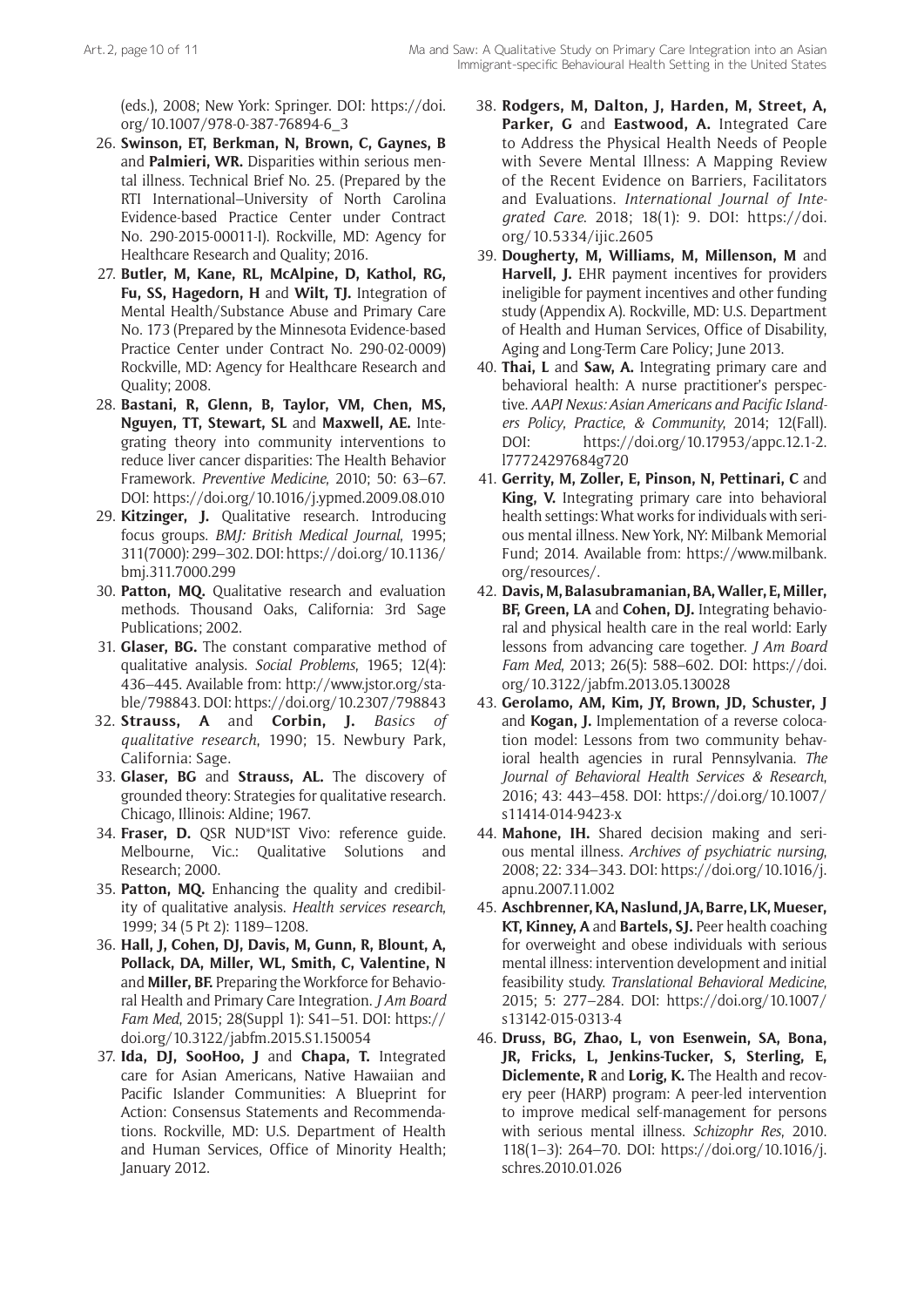(eds.), 2008; New York: Springer. DOI: https://doi.org/10.1007/978-0-387-76894-6_3

26. **Swinson, ET, Berkman, N, Brown, C, Gaynes, B** and **Palmieri, WR.** Disparities within serious mental illness. Technical Brief No. 25. (Prepared by the RTI International–University of North Carolina Evidence-based Practice Center under Contract No. 290-2015-00011-I). Rockville, MD: Agency for Healthcare Research and Quality; 2016.
27. **Butler, M, Kane, RL, McAlpine, D, Kathol, RG, Fu, SS, Hagedorn, H** and **Wilt, TJ.** Integration of Mental Health/Substance Abuse and Primary Care No. 173 (Prepared by the Minnesota Evidence-based Practice Center under Contract No. 290-02-0009) Rockville, MD: Agency for Healthcare Research and Quality; 2008.
28. **Bastani, R, Glenn, B, Taylor, VM, Chen, MS, Nguyen, TT, Stewart, SL** and **Maxwell, AE.** Integrating theory into community interventions to reduce liver cancer disparities: The Health Behavior Framework. *Preventive Medicine*, 2010; 50: 63–67. DOI: https://doi.org/10.1016/j.ypmed.2009.08.010
29. **Kitzinger, J.** Qualitative research. Introducing focus groups. *BMJ: British Medical Journal*, 1995; 311(7000): 299–302. DOI: https://doi.org/10.1136/bmj.311.7000.299
30. **Patton, MQ.** Qualitative research and evaluation methods. Thousand Oaks, California: 3rd Sage Publications; 2002.
31. **Glaser, BG.** The constant comparative method of qualitative analysis. *Social Problems*, 1965; 12(4): 436–445. Available from: http://www.jstor.org/stable/798843. DOI: https://doi.org/10.2307/798843
32. **Strauss, A** and **Corbin, J.** *Basics of qualitative research*, 1990; 15. Newbury Park, California: Sage.
33. **Glaser, BG** and **Strauss, AL.** The discovery of grounded theory: Strategies for qualitative research. Chicago, Illinois: Aldine; 1967.
34. **Fraser, D.** QSR NUD*IST Vivo: reference guide. Melbourne, Vic.: Qualitative Solutions and Research; 2000.
35. **Patton, MQ.** Enhancing the quality and credibility of qualitative analysis. *Health services research*, 1999; 34 (5 Pt 2): 1189–1208.
36. **Hall, J, Cohen, DJ, Davis, M, Gunn, R, Blount, A, Pollack, DA, Miller, WL, Smith, C, Valentine, N** and **Miller, BF.** Preparing the Workforce for Behavioral Health and Primary Care Integration. *J Am Board Fam Med*, 2015; 28(Suppl 1): S41–51. DOI: https://doi.org/10.3122/jabfm.2015.S1.150054
37. **Ida, DJ, SooHoo, J** and **Chapa, T.** Integrated care for Asian Americans, Native Hawaiian and Pacific Islander Communities: A Blueprint for Action: Consensus Statements and Recommendations. Rockville, MD: U.S. Department of Health and Human Services, Office of Minority Health; January 2012.
38. **Rodgers, M, Dalton, J, Harden, M, Street, A, Parker, G** and **Eastwood, A.** Integrated Care to Address the Physical Health Needs of People with Severe Mental Illness: A Mapping Review of the Recent Evidence on Barriers, Facilitators and Evaluations. *International Journal of Integrated Care*. 2018; 18(1): 9. DOI: https://doi.org/10.5334/ijic.2605
39. **Dougherty, M, Williams, M, Millenson, M** and **Harvell, J.** EHR payment incentives for providers ineligible for payment incentives and other funding study (Appendix A). Rockville, MD: U.S. Department of Health and Human Services, Office of Disability, Aging and Long-Term Care Policy; June 2013.
40. **Thai, L** and **Saw, A.** Integrating primary care and behavioral health: A nurse practitioner's perspective. *AAPI Nexus: Asian Americans and Pacific Islanders Policy, Practice, & Community*, 2014; 12(Fall). DOI: https://doi.org/10.17953/appc.12.1-2.l77724297684g720
41. **Gerrity, M, Zoller, E, Pinson, N, Pettinari, C** and **King, V.** Integrating primary care into behavioral health settings: What works for individuals with serious mental illness. New York, NY: Milbank Memorial Fund; 2014. Available from: https://www.milbank.org/resources/.
42. **Davis, M, Balasubramanian, BA, Waller, E, Miller, BF, Green, LA** and **Cohen, DJ.** Integrating behavioral and physical health care in the real world: Early lessons from advancing care together. *J Am Board Fam Med*, 2013; 26(5): 588–602. DOI: https://doi.org/10.3122/jabfm.2013.05.130028
43. **Gerolamo, AM, Kim, JY, Brown, JD, Schuster, J** and **Kogan, J.** Implementation of a reverse colocation model: Lessons from two community behavioral health agencies in rural Pennsylvania. *The Journal of Behavioral Health Services & Research*, 2016; 43: 443–458. DOI: https://doi.org/10.1007/s11414-014-9423-x
44. **Mahone, IH.** Shared decision making and serious mental illness. *Archives of psychiatric nursing*, 2008; 22: 334–343. DOI: https://doi.org/10.1016/j.apnu.2007.11.002
45. **Aschbrenner, KA, Naslund, JA, Barre, LK, Mueser, KT, Kinney, A** and **Bartels, SJ.** Peer health coaching for overweight and obese individuals with serious mental illness: intervention development and initial feasibility study. *Translational Behavioral Medicine*, 2015; 5: 277–284. DOI: https://doi.org/10.1007/s13142-015-0313-4
46. **Druss, BG, Zhao, L, von Esenwein, SA, Bona, JR, Fricks, L, Jenkins-Tucker, S, Sterling, E, Diclemente, R** and **Lorig, K.** The Health and recovery peer (HARP) program: A peer-led intervention to improve medical self-management for persons with serious mental illness. *Schizophr Res*, 2010. 118(1–3): 264–70. DOI: https://doi.org/10.1016/j.schres.2010.01.026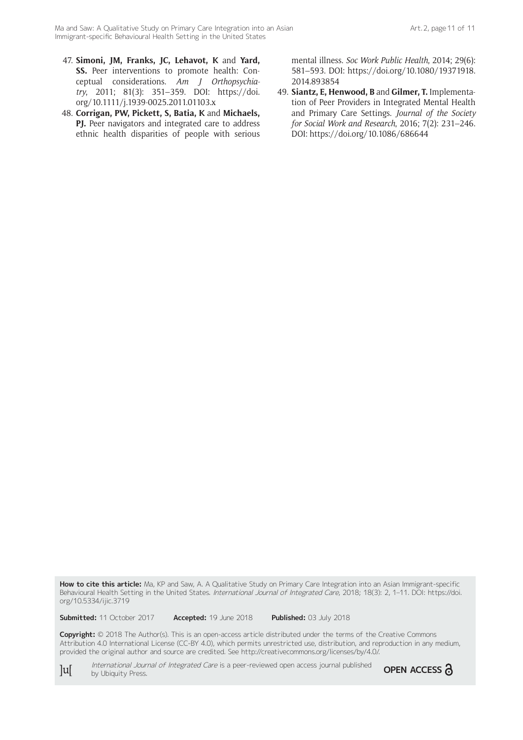47. **Simoni, JM, Franks, JC, Lehavot, K** and **Yard, SS.** Peer interventions to promote health: Conceptual considerations. *Am J Orthopsychiatry*, 2011; 81(3): 351–359. DOI: https://doi.org/10.1111/j.1939-0025.2011.01103.x
48. **Corrigan, PW, Pickett, S, Batia, K** and **Michaels, PJ.** Peer navigators and integrated care to address ethnic health disparities of people with serious mental illness. *Soc Work Public Health*, 2014; 29(6): 581–593. DOI: https://doi.org/10.1080/19371918.2014.893854
49. **Siantz, E, Henwood, B** and **Gilmer, T.** Implementation of Peer Providers in Integrated Mental Health and Primary Care Settings. *Journal of the Society for Social Work and Research*, 2016; 7(2): 231–246. DOI: https://doi.org/10.1086/686644

**How to cite this article:** Ma, KP and Saw, A. A Qualitative Study on Primary Care Integration into an Asian Immigrant-specific Behavioural Health Setting in the United States. *International Journal of Integrated Care*, 2018; 18(3): 2, 1–11. DOI: https://doi.org/10.5334/ijic.3719

**Submitted:** 11 October 2017 **Accepted:** 19 June 2018 **Published:** 03 July 2018

**Copyright:** © 2018 The Author(s). This is an open-access article distributed under the terms of the Creative Commons Attribution 4.0 International License (CC-BY 4.0), which permits unrestricted use, distribution, and reproduction in any medium, provided the original author and source are credited. See http://creativecommons.org/licenses/by/4.0/.

*International Journal of Integrated Care* is a peer-reviewed open access journal published by Ubiquity Press.

**OPEN ACCESS**